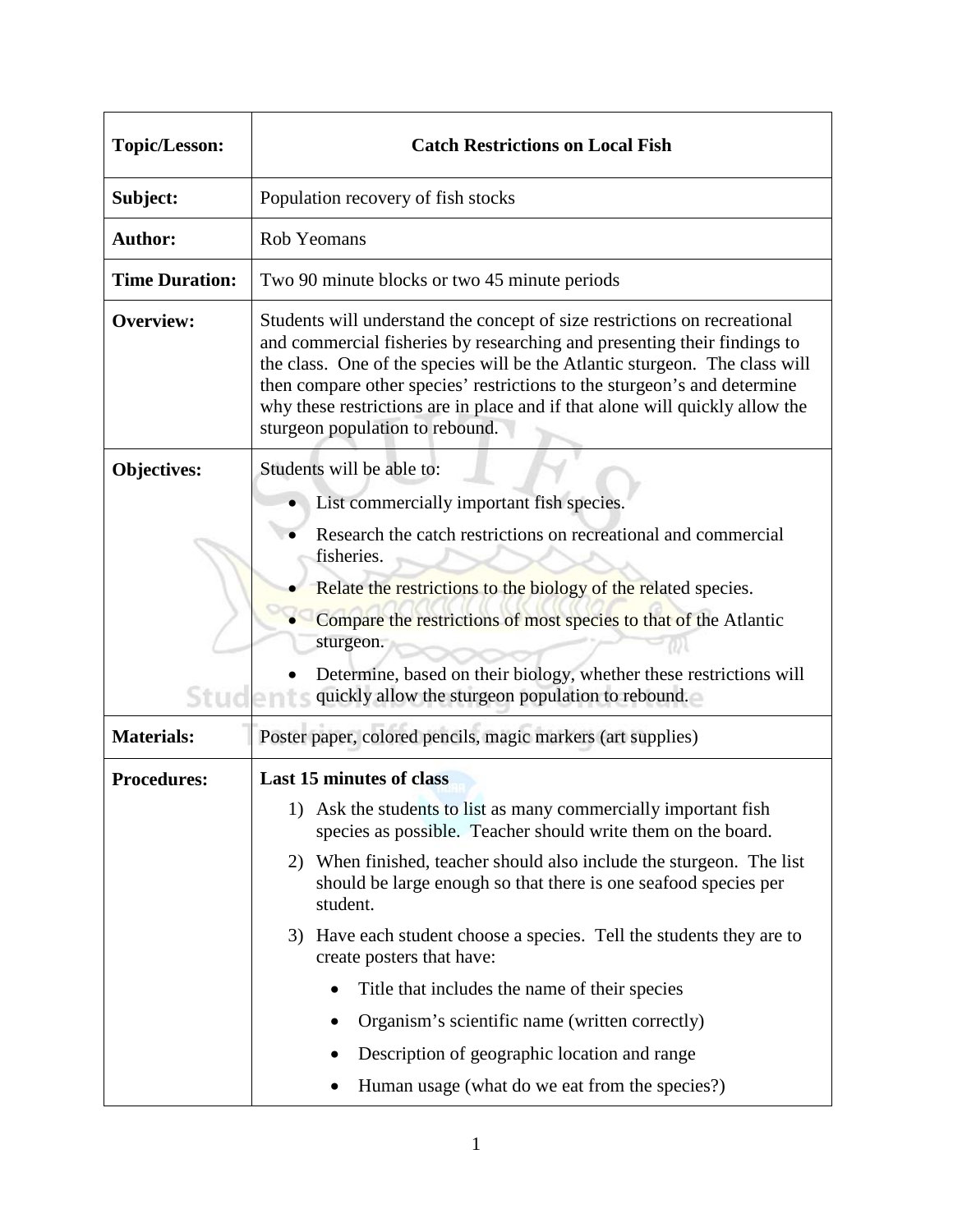| Topic/Lesson: | Catch Restrictions on Local Fish |
|---|---|
| Subject: | Population recovery of fish stocks |
| Author: | Rob Yeomans |
| Time Duration: | Two 90 minute blocks or two 45 minute periods |
| Overview: | Students will understand the concept of size restrictions on recreational and commercial fisheries by researching and presenting their findings to the class. One of the species will be the Atlantic sturgeon. The class will then compare other species' restrictions to the sturgeon's and determine why these restrictions are in place and if that alone will quickly allow the sturgeon population to rebound. |
| Objectives: | Students will be able to:<br>• List commercially important fish species.<br>• Research the catch restrictions on recreational and commercial fisheries.<br>• Relate the restrictions to the biology of the related species.<br>• Compare the restrictions of most species to that of the Atlantic sturgeon.<br>• Determine, based on their biology, whether these restrictions will quickly allow the sturgeon population to rebound. |
| Materials: | Poster paper, colored pencils, magic markers (art supplies) |
| Procedures: | **Last 15 minutes of class**<br>1) Ask the students to list as many commercially important fish species as possible. Teacher should write them on the board.<br>2) When finished, teacher should also include the sturgeon. The list should be large enough so that there is one seafood species per student.<br>3) Have each student choose a species. Tell the students they are to create posters that have:<br>• Title that includes the name of their species<br>• Organism's scientific name (written correctly)<br>• Description of geographic location and range<br>• Human usage (what do we eat from the species?) |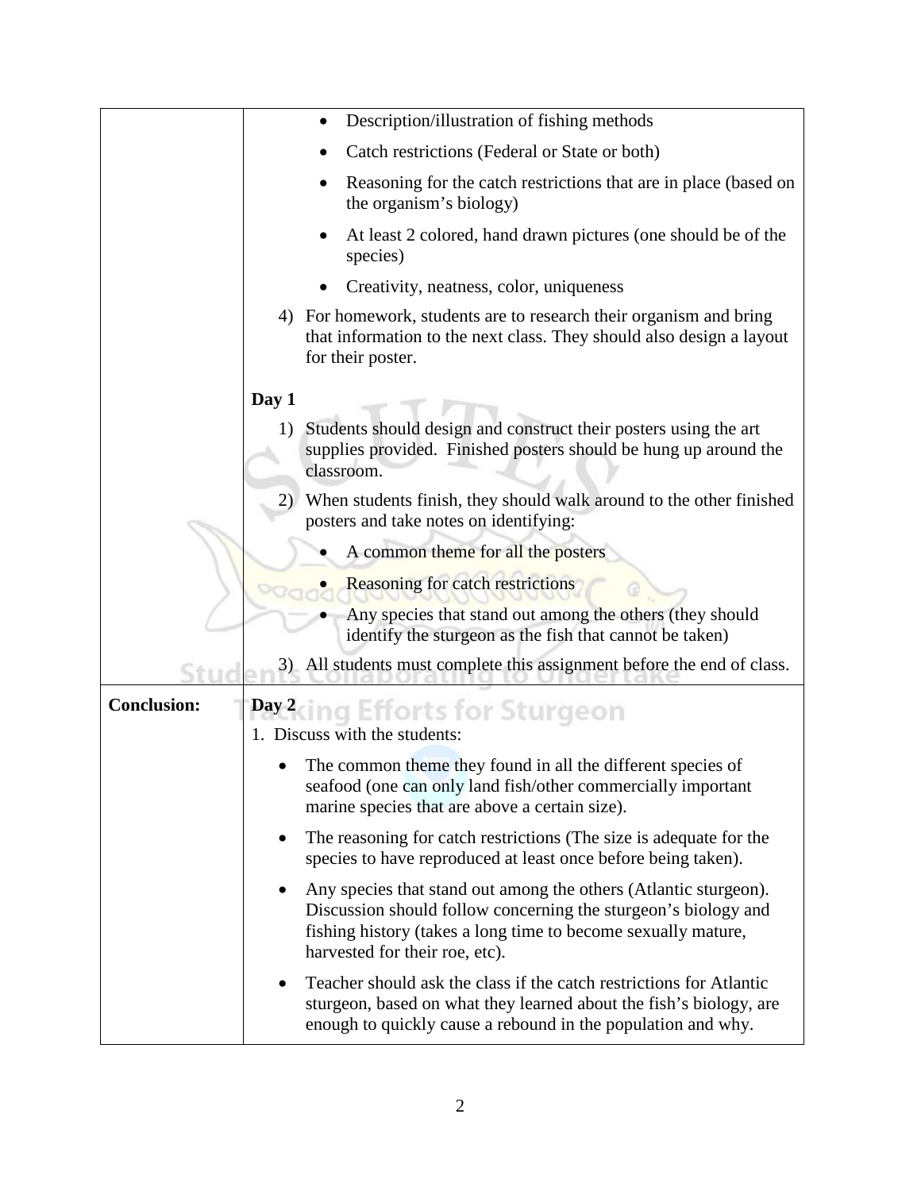| | |
|---|---|
| | • Description/illustration of fishing methods<br>• Catch restrictions (Federal or State or both)<br>• Reasoning for the catch restrictions that are in place (based on the organism's biology)<br>• At least 2 colored, hand drawn pictures (one should be of the species)<br>• Creativity, neatness, color, uniqueness<br>4) For homework, students are to research their organism and bring that information to the next class. They should also design a layout for their poster.<br><br>**Day 1**<br>1) Students should design and construct their posters using the art supplies provided. Finished posters should be hung up around the classroom.<br>2) When students finish, they should walk around to the other finished posters and take notes on identifying:<br>• A common theme for all the posters<br>• Reasoning for catch restrictions<br>• Any species that stand out among the others (they should identify the sturgeon as the fish that cannot be taken)<br>3) All students must complete this assignment before the end of class. |
| **Conclusion:** | **Day 2**<br>1. Discuss with the students:<br>• The common theme they found in all the different species of seafood (one can only land fish/other commercially important marine species that are above a certain size).<br>• The reasoning for catch restrictions (The size is adequate for the species to have reproduced at least once before being taken).<br>• Any species that stand out among the others (Atlantic sturgeon). Discussion should follow concerning the sturgeon's biology and fishing history (takes a long time to become sexually mature, harvested for their roe, etc).<br>• Teacher should ask the class if the catch restrictions for Atlantic sturgeon, based on what they learned about the fish's biology, are enough to quickly cause a rebound in the population and why. |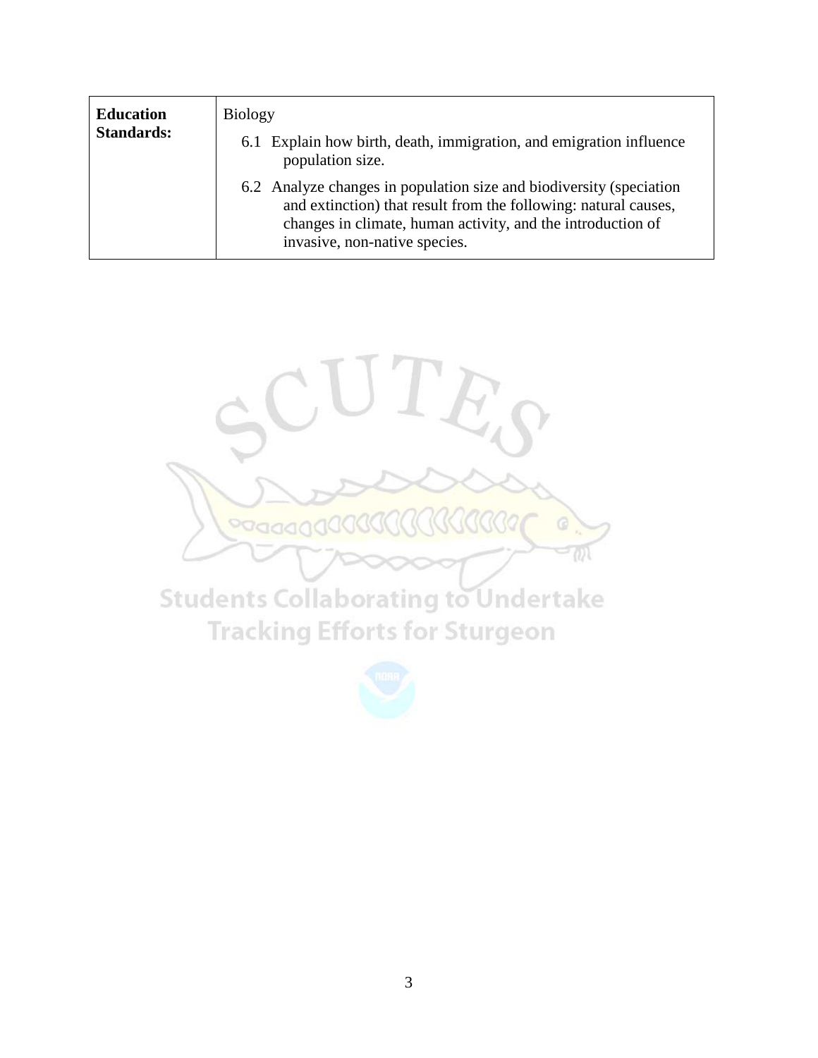| | |
|---|---|
| **Education Standards:** | Biology<br>6.1 Explain how birth, death, immigration, and emigration influence population size.<br>6.2 Analyze changes in population size and biodiversity (speciation and extinction) that result from the following: natural causes, changes in climate, human activity, and the introduction of invasive, non-native species. |

SCUTES

Students Collaborating to Undertake Tracking Efforts for Sturgeon